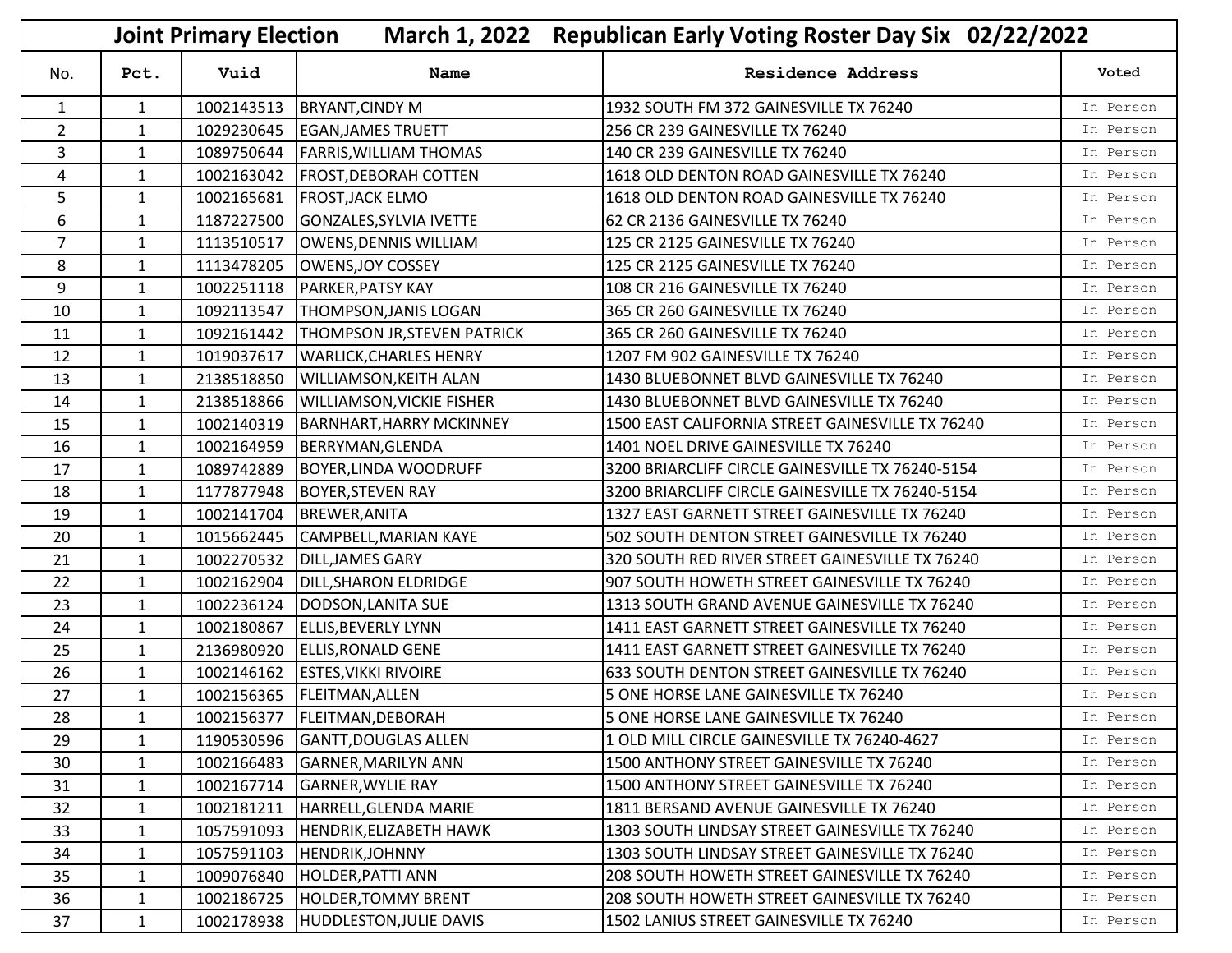# Joint Primary Election March 1, 2022 Republican Early Voting Roster Day Six 02/22/2022

| No. | Pct. | Vuid | Name | Residence Address | Voted |
|---|---|---|---|---|---|
| 1 | 1 | 1002143513 | BRYANT,CINDY M | 1932 SOUTH FM 372 GAINESVILLE TX 76240 | In Person |
| 2 | 1 | 1029230645 | EGAN,JAMES TRUETT | 256 CR 239 GAINESVILLE TX 76240 | In Person |
| 3 | 1 | 1089750644 | FARRIS,WILLIAM THOMAS | 140 CR 239 GAINESVILLE TX 76240 | In Person |
| 4 | 1 | 1002163042 | FROST,DEBORAH COTTEN | 1618 OLD DENTON ROAD GAINESVILLE TX 76240 | In Person |
| 5 | 1 | 1002165681 | FROST,JACK ELMO | 1618 OLD DENTON ROAD GAINESVILLE TX 76240 | In Person |
| 6 | 1 | 1187227500 | GONZALES,SYLVIA IVETTE | 62 CR 2136 GAINESVILLE TX 76240 | In Person |
| 7 | 1 | 1113510517 | OWENS,DENNIS WILLIAM | 125 CR 2125 GAINESVILLE TX 76240 | In Person |
| 8 | 1 | 1113478205 | OWENS,JOY COSSEY | 125 CR 2125 GAINESVILLE TX 76240 | In Person |
| 9 | 1 | 1002251118 | PARKER,PATSY KAY | 108 CR 216 GAINESVILLE TX 76240 | In Person |
| 10 | 1 | 1092113547 | THOMPSON,JANIS LOGAN | 365 CR 260 GAINESVILLE TX 76240 | In Person |
| 11 | 1 | 1092161442 | THOMPSON JR,STEVEN PATRICK | 365 CR 260 GAINESVILLE TX 76240 | In Person |
| 12 | 1 | 1019037617 | WARLICK,CHARLES HENRY | 1207 FM 902 GAINESVILLE TX 76240 | In Person |
| 13 | 1 | 2138518850 | WILLIAMSON,KEITH ALAN | 1430 BLUEBONNET BLVD GAINESVILLE TX 76240 | In Person |
| 14 | 1 | 2138518866 | WILLIAMSON,VICKIE FISHER | 1430 BLUEBONNET BLVD GAINESVILLE TX 76240 | In Person |
| 15 | 1 | 1002140319 | BARNHART,HARRY MCKINNEY | 1500 EAST CALIFORNIA STREET GAINESVILLE TX 76240 | In Person |
| 16 | 1 | 1002164959 | BERRYMAN,GLENDA | 1401 NOEL DRIVE GAINESVILLE TX 76240 | In Person |
| 17 | 1 | 1089742889 | BOYER,LINDA WOODRUFF | 3200 BRIARCLIFF CIRCLE GAINESVILLE TX 76240-5154 | In Person |
| 18 | 1 | 1177877948 | BOYER,STEVEN RAY | 3200 BRIARCLIFF CIRCLE GAINESVILLE TX 76240-5154 | In Person |
| 19 | 1 | 1002141704 | BREWER,ANITA | 1327 EAST GARNETT STREET GAINESVILLE TX 76240 | In Person |
| 20 | 1 | 1015662445 | CAMPBELL,MARIAN KAYE | 502 SOUTH DENTON STREET GAINESVILLE TX 76240 | In Person |
| 21 | 1 | 1002270532 | DILL,JAMES GARY | 320 SOUTH RED RIVER STREET GAINESVILLE TX 76240 | In Person |
| 22 | 1 | 1002162904 | DILL,SHARON ELDRIDGE | 907 SOUTH HOWETH STREET GAINESVILLE TX 76240 | In Person |
| 23 | 1 | 1002236124 | DODSON,LANITA SUE | 1313 SOUTH GRAND AVENUE GAINESVILLE TX 76240 | In Person |
| 24 | 1 | 1002180867 | ELLIS,BEVERLY LYNN | 1411 EAST GARNETT STREET GAINESVILLE TX 76240 | In Person |
| 25 | 1 | 2136980920 | ELLIS,RONALD GENE | 1411 EAST GARNETT STREET GAINESVILLE TX 76240 | In Person |
| 26 | 1 | 1002146162 | ESTES,VIKKI RIVOIRE | 633 SOUTH DENTON STREET GAINESVILLE TX 76240 | In Person |
| 27 | 1 | 1002156365 | FLEITMAN,ALLEN | 5 ONE HORSE LANE GAINESVILLE TX 76240 | In Person |
| 28 | 1 | 1002156377 | FLEITMAN,DEBORAH | 5 ONE HORSE LANE GAINESVILLE TX 76240 | In Person |
| 29 | 1 | 1190530596 | GANTT,DOUGLAS ALLEN | 1 OLD MILL CIRCLE GAINESVILLE TX 76240-4627 | In Person |
| 30 | 1 | 1002166483 | GARNER,MARILYN ANN | 1500 ANTHONY STREET GAINESVILLE TX 76240 | In Person |
| 31 | 1 | 1002167714 | GARNER,WYLIE RAY | 1500 ANTHONY STREET GAINESVILLE TX 76240 | In Person |
| 32 | 1 | 1002181211 | HARRELL,GLENDA MARIE | 1811 BERSAND AVENUE GAINESVILLE TX 76240 | In Person |
| 33 | 1 | 1057591093 | HENDRIK,ELIZABETH HAWK | 1303 SOUTH LINDSAY STREET GAINESVILLE TX 76240 | In Person |
| 34 | 1 | 1057591103 | HENDRIK,JOHNNY | 1303 SOUTH LINDSAY STREET GAINESVILLE TX 76240 | In Person |
| 35 | 1 | 1009076840 | HOLDER,PATTI ANN | 208 SOUTH HOWETH STREET GAINESVILLE TX 76240 | In Person |
| 36 | 1 | 1002186725 | HOLDER,TOMMY BRENT | 208 SOUTH HOWETH STREET GAINESVILLE TX 76240 | In Person |
| 37 | 1 | 1002178938 | HUDDLESTON,JULIE DAVIS | 1502 LANIUS STREET GAINESVILLE TX 76240 | In Person |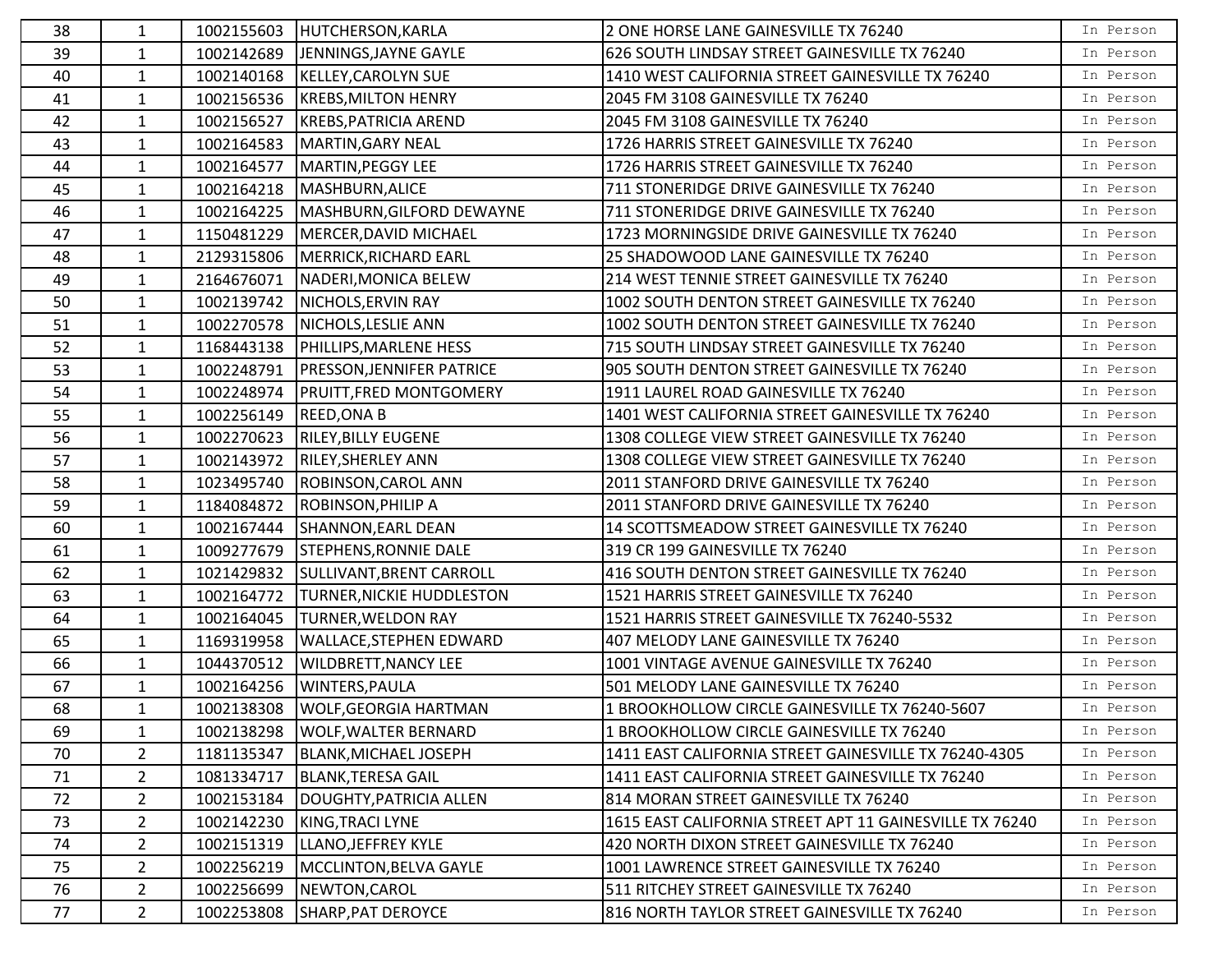| 38 | 1 | 1002155603 | HUTCHERSON,KARLA | 2 ONE HORSE LANE GAINESVILLE TX 76240 | In Person |
|---|---|---|---|---|---|
| 39 | 1 | 1002142689 | JENNINGS,JAYNE GAYLE | 626 SOUTH LINDSAY STREET GAINESVILLE TX 76240 | In Person |
| 40 | 1 | 1002140168 | KELLEY,CAROLYN SUE | 1410 WEST CALIFORNIA STREET GAINESVILLE TX 76240 | In Person |
| 41 | 1 | 1002156536 | KREBS,MILTON HENRY | 2045 FM 3108 GAINESVILLE TX 76240 | In Person |
| 42 | 1 | 1002156527 | KREBS,PATRICIA AREND | 2045 FM 3108 GAINESVILLE TX 76240 | In Person |
| 43 | 1 | 1002164583 | MARTIN,GARY NEAL | 1726 HARRIS STREET GAINESVILLE TX 76240 | In Person |
| 44 | 1 | 1002164577 | MARTIN,PEGGY LEE | 1726 HARRIS STREET GAINESVILLE TX 76240 | In Person |
| 45 | 1 | 1002164218 | MASHBURN,ALICE | 711 STONERIDGE DRIVE GAINESVILLE TX 76240 | In Person |
| 46 | 1 | 1002164225 | MASHBURN,GILFORD DEWAYNE | 711 STONERIDGE DRIVE GAINESVILLE TX 76240 | In Person |
| 47 | 1 | 1150481229 | MERCER,DAVID MICHAEL | 1723 MORNINGSIDE DRIVE GAINESVILLE TX 76240 | In Person |
| 48 | 1 | 2129315806 | MERRICK,RICHARD EARL | 25 SHADOWOOD LANE GAINESVILLE TX 76240 | In Person |
| 49 | 1 | 2164676071 | NADERI,MONICA BELEW | 214 WEST TENNIE STREET GAINESVILLE TX 76240 | In Person |
| 50 | 1 | 1002139742 | NICHOLS,ERVIN RAY | 1002 SOUTH DENTON STREET GAINESVILLE TX 76240 | In Person |
| 51 | 1 | 1002270578 | NICHOLS,LESLIE ANN | 1002 SOUTH DENTON STREET GAINESVILLE TX 76240 | In Person |
| 52 | 1 | 1168443138 | PHILLIPS,MARLENE HESS | 715 SOUTH LINDSAY STREET GAINESVILLE TX 76240 | In Person |
| 53 | 1 | 1002248791 | PRESSON,JENNIFER PATRICE | 905 SOUTH DENTON STREET GAINESVILLE TX 76240 | In Person |
| 54 | 1 | 1002248974 | PRUITT,FRED MONTGOMERY | 1911 LAUREL ROAD GAINESVILLE TX 76240 | In Person |
| 55 | 1 | 1002256149 | REED,ONA B | 1401 WEST CALIFORNIA STREET GAINESVILLE TX 76240 | In Person |
| 56 | 1 | 1002270623 | RILEY,BILLY EUGENE | 1308 COLLEGE VIEW STREET GAINESVILLE TX 76240 | In Person |
| 57 | 1 | 1002143972 | RILEY,SHERLEY ANN | 1308 COLLEGE VIEW STREET GAINESVILLE TX 76240 | In Person |
| 58 | 1 | 1023495740 | ROBINSON,CAROL ANN | 2011 STANFORD DRIVE GAINESVILLE TX 76240 | In Person |
| 59 | 1 | 1184084872 | ROBINSON,PHILIP A | 2011 STANFORD DRIVE GAINESVILLE TX 76240 | In Person |
| 60 | 1 | 1002167444 | SHANNON,EARL DEAN | 14 SCOTTSMEADOW STREET GAINESVILLE TX 76240 | In Person |
| 61 | 1 | 1009277679 | STEPHENS,RONNIE DALE | 319 CR 199 GAINESVILLE TX 76240 | In Person |
| 62 | 1 | 1021429832 | SULLIVANT,BRENT CARROLL | 416 SOUTH DENTON STREET GAINESVILLE TX 76240 | In Person |
| 63 | 1 | 1002164772 | TURNER,NICKIE HUDDLESTON | 1521 HARRIS STREET GAINESVILLE TX 76240 | In Person |
| 64 | 1 | 1002164045 | TURNER,WELDON RAY | 1521 HARRIS STREET GAINESVILLE TX 76240-5532 | In Person |
| 65 | 1 | 1169319958 | WALLACE,STEPHEN EDWARD | 407 MELODY LANE GAINESVILLE TX 76240 | In Person |
| 66 | 1 | 1044370512 | WILDBRETT,NANCY LEE | 1001 VINTAGE AVENUE GAINESVILLE TX 76240 | In Person |
| 67 | 1 | 1002164256 | WINTERS,PAULA | 501 MELODY LANE GAINESVILLE TX 76240 | In Person |
| 68 | 1 | 1002138308 | WOLF,GEORGIA HARTMAN | 1 BROOKHOLLOW CIRCLE GAINESVILLE TX 76240-5607 | In Person |
| 69 | 1 | 1002138298 | WOLF,WALTER BERNARD | 1 BROOKHOLLOW CIRCLE GAINESVILLE TX 76240 | In Person |
| 70 | 2 | 1181135347 | BLANK,MICHAEL JOSEPH | 1411 EAST CALIFORNIA STREET GAINESVILLE TX 76240-4305 | In Person |
| 71 | 2 | 1081334717 | BLANK,TERESA GAIL | 1411 EAST CALIFORNIA STREET GAINESVILLE TX 76240 | In Person |
| 72 | 2 | 1002153184 | DOUGHTY,PATRICIA ALLEN | 814 MORAN STREET GAINESVILLE TX 76240 | In Person |
| 73 | 2 | 1002142230 | KING,TRACI LYNE | 1615 EAST CALIFORNIA STREET APT 11 GAINESVILLE TX 76240 | In Person |
| 74 | 2 | 1002151319 | LLANO,JEFFREY KYLE | 420 NORTH DIXON STREET GAINESVILLE TX 76240 | In Person |
| 75 | 2 | 1002256219 | MCCLINTON,BELVA GAYLE | 1001 LAWRENCE STREET GAINESVILLE TX 76240 | In Person |
| 76 | 2 | 1002256699 | NEWTON,CAROL | 511 RITCHEY STREET GAINESVILLE TX 76240 | In Person |
| 77 | 2 | 1002253808 | SHARP,PAT DEROYCE | 816 NORTH TAYLOR STREET GAINESVILLE TX 76240 | In Person |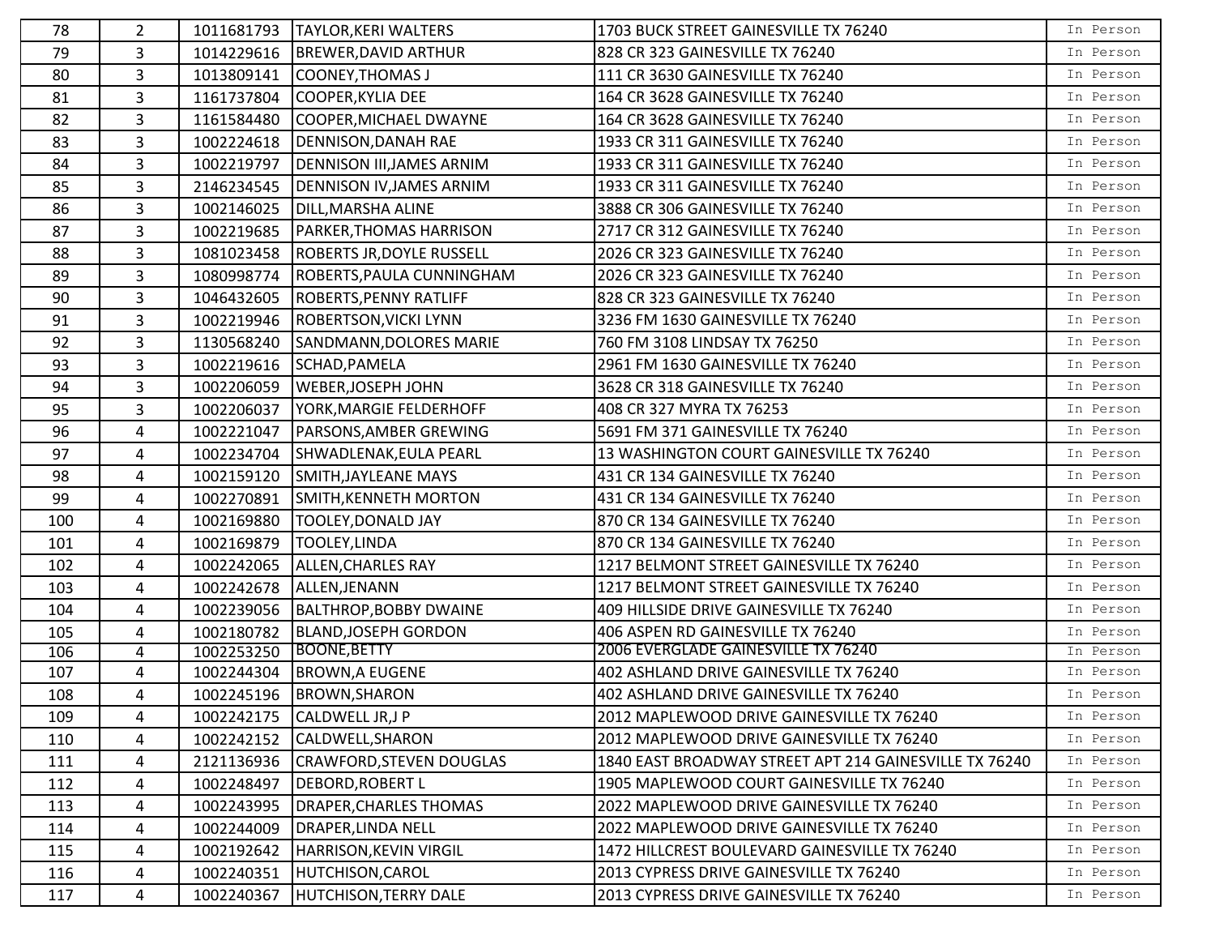| 78 | 2 | 1011681793 | TAYLOR,KERI WALTERS | 1703 BUCK STREET GAINESVILLE TX 76240 | In Person |
|---|---|---|---|---|---|
| 79 | 3 | 1014229616 | BREWER,DAVID ARTHUR | 828 CR 323 GAINESVILLE TX 76240 | In Person |
| 80 | 3 | 1013809141 | COONEY,THOMAS J | 111 CR 3630 GAINESVILLE TX 76240 | In Person |
| 81 | 3 | 1161737804 | COOPER,KYLIA DEE | 164 CR 3628 GAINESVILLE TX 76240 | In Person |
| 82 | 3 | 1161584480 | COOPER,MICHAEL DWAYNE | 164 CR 3628 GAINESVILLE TX 76240 | In Person |
| 83 | 3 | 1002224618 | DENNISON,DANAH RAE | 1933 CR 311 GAINESVILLE TX 76240 | In Person |
| 84 | 3 | 1002219797 | DENNISON III,JAMES ARNIM | 1933 CR 311 GAINESVILLE TX 76240 | In Person |
| 85 | 3 | 2146234545 | DENNISON IV,JAMES ARNIM | 1933 CR 311 GAINESVILLE TX 76240 | In Person |
| 86 | 3 | 1002146025 | DILL,MARSHA ALINE | 3888 CR 306 GAINESVILLE TX 76240 | In Person |
| 87 | 3 | 1002219685 | PARKER,THOMAS HARRISON | 2717 CR 312 GAINESVILLE TX 76240 | In Person |
| 88 | 3 | 1081023458 | ROBERTS JR,DOYLE RUSSELL | 2026 CR 323 GAINESVILLE TX 76240 | In Person |
| 89 | 3 | 1080998774 | ROBERTS,PAULA CUNNINGHAM | 2026 CR 323 GAINESVILLE TX 76240 | In Person |
| 90 | 3 | 1046432605 | ROBERTS,PENNY RATLIFF | 828 CR 323 GAINESVILLE TX 76240 | In Person |
| 91 | 3 | 1002219946 | ROBERTSON,VICKI LYNN | 3236 FM 1630 GAINESVILLE TX 76240 | In Person |
| 92 | 3 | 1130568240 | SANDMANN,DOLORES MARIE | 760 FM 3108 LINDSAY TX 76250 | In Person |
| 93 | 3 | 1002219616 | SCHAD,PAMELA | 2961 FM 1630 GAINESVILLE TX 76240 | In Person |
| 94 | 3 | 1002206059 | WEBER,JOSEPH JOHN | 3628 CR 318 GAINESVILLE TX 76240 | In Person |
| 95 | 3 | 1002206037 | YORK,MARGIE FELDERHOFF | 408 CR 327 MYRA TX 76253 | In Person |
| 96 | 4 | 1002221047 | PARSONS,AMBER GREWING | 5691 FM 371 GAINESVILLE TX 76240 | In Person |
| 97 | 4 | 1002234704 | SHWADLENAK,EULA PEARL | 13 WASHINGTON COURT GAINESVILLE TX 76240 | In Person |
| 98 | 4 | 1002159120 | SMITH,JAYLEANE MAYS | 431 CR 134 GAINESVILLE TX 76240 | In Person |
| 99 | 4 | 1002270891 | SMITH,KENNETH MORTON | 431 CR 134 GAINESVILLE TX 76240 | In Person |
| 100 | 4 | 1002169880 | TOOLEY,DONALD JAY | 870 CR 134 GAINESVILLE TX 76240 | In Person |
| 101 | 4 | 1002169879 | TOOLEY,LINDA | 870 CR 134 GAINESVILLE TX 76240 | In Person |
| 102 | 4 | 1002242065 | ALLEN,CHARLES RAY | 1217 BELMONT STREET GAINESVILLE TX 76240 | In Person |
| 103 | 4 | 1002242678 | ALLEN,JENANN | 1217 BELMONT STREET GAINESVILLE TX 76240 | In Person |
| 104 | 4 | 1002239056 | BALTHROP,BOBBY DWAINE | 409 HILLSIDE DRIVE GAINESVILLE TX 76240 | In Person |
| 105 | 4 | 1002180782 | BLAND,JOSEPH GORDON | 406 ASPEN RD GAINESVILLE TX 76240 | In Person |
| 106 | 4 | 1002253250 | BOONE,BETTY | 2006 EVERGLADE GAINESVILLE TX 76240 | In Person |
| 107 | 4 | 1002244304 | BROWN,A EUGENE | 402 ASHLAND DRIVE GAINESVILLE TX 76240 | In Person |
| 108 | 4 | 1002245196 | BROWN,SHARON | 402 ASHLAND DRIVE GAINESVILLE TX 76240 | In Person |
| 109 | 4 | 1002242175 | CALDWELL JR,J P | 2012 MAPLEWOOD DRIVE GAINESVILLE TX 76240 | In Person |
| 110 | 4 | 1002242152 | CALDWELL,SHARON | 2012 MAPLEWOOD DRIVE GAINESVILLE TX 76240 | In Person |
| 111 | 4 | 2121136936 | CRAWFORD,STEVEN DOUGLAS | 1840 EAST BROADWAY STREET APT 214 GAINESVILLE TX 76240 | In Person |
| 112 | 4 | 1002248497 | DEBORD,ROBERT L | 1905 MAPLEWOOD COURT GAINESVILLE TX 76240 | In Person |
| 113 | 4 | 1002243995 | DRAPER,CHARLES THOMAS | 2022 MAPLEWOOD DRIVE GAINESVILLE TX 76240 | In Person |
| 114 | 4 | 1002244009 | DRAPER,LINDA NELL | 2022 MAPLEWOOD DRIVE GAINESVILLE TX 76240 | In Person |
| 115 | 4 | 1002192642 | HARRISON,KEVIN VIRGIL | 1472 HILLCREST BOULEVARD GAINESVILLE TX 76240 | In Person |
| 116 | 4 | 1002240351 | HUTCHISON,CAROL | 2013 CYPRESS DRIVE GAINESVILLE TX 76240 | In Person |
| 117 | 4 | 1002240367 | HUTCHISON,TERRY DALE | 2013 CYPRESS DRIVE GAINESVILLE TX 76240 | In Person |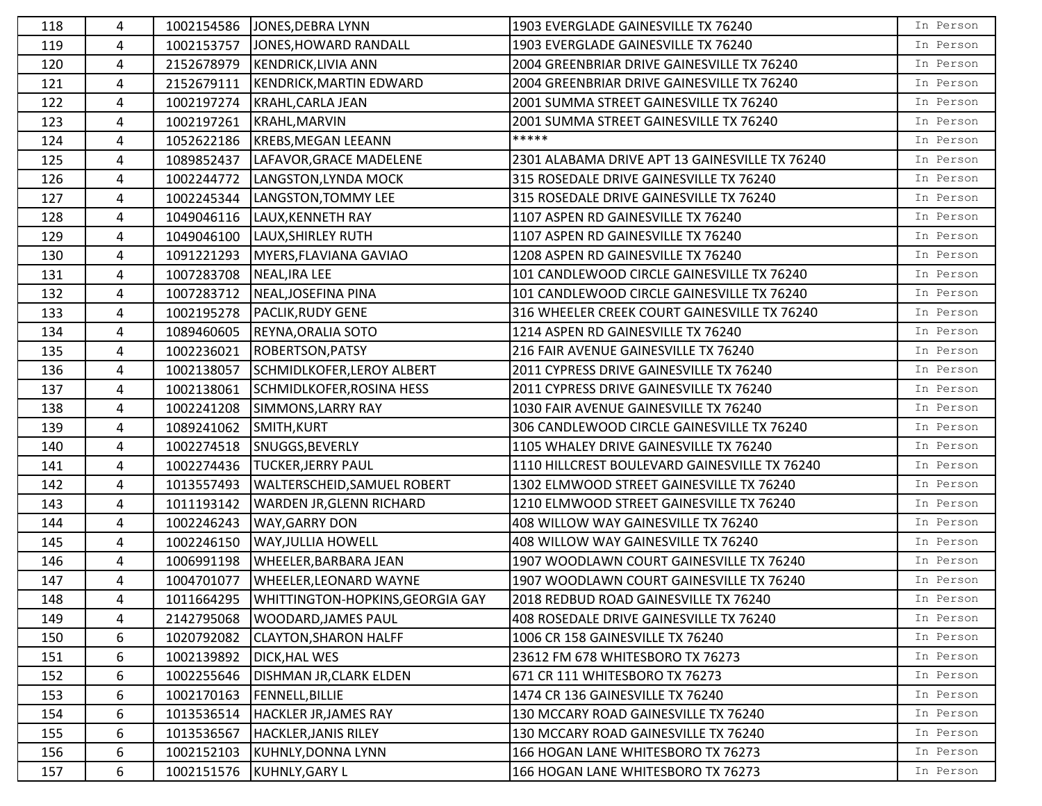| | | | | | |
|---|---|---|---|---|---|
| 118 | 4 | 1002154586 | JONES,DEBRA LYNN | 1903 EVERGLADE GAINESVILLE TX 76240 | In Person |
| 119 | 4 | 1002153757 | JONES,HOWARD RANDALL | 1903 EVERGLADE GAINESVILLE TX 76240 | In Person |
| 120 | 4 | 2152678979 | KENDRICK,LIVIA ANN | 2004 GREENBRIAR DRIVE GAINESVILLE TX 76240 | In Person |
| 121 | 4 | 2152679111 | KENDRICK,MARTIN EDWARD | 2004 GREENBRIAR DRIVE GAINESVILLE TX 76240 | In Person |
| 122 | 4 | 1002197274 | KRAHL,CARLA JEAN | 2001 SUMMA STREET GAINESVILLE TX 76240 | In Person |
| 123 | 4 | 1002197261 | KRAHL,MARVIN | 2001 SUMMA STREET GAINESVILLE TX 76240 | In Person |
| 124 | 4 | 1052622186 | KREBS,MEGAN LEEANN | ***** | In Person |
| 125 | 4 | 1089852437 | LAFAVOR,GRACE MADELENE | 2301 ALABAMA DRIVE APT 13 GAINESVILLE TX 76240 | In Person |
| 126 | 4 | 1002244772 | LANGSTON,LYNDA MOCK | 315 ROSEDALE DRIVE GAINESVILLE TX 76240 | In Person |
| 127 | 4 | 1002245344 | LANGSTON,TOMMY LEE | 315 ROSEDALE DRIVE GAINESVILLE TX 76240 | In Person |
| 128 | 4 | 1049046116 | LAUX,KENNETH RAY | 1107 ASPEN RD GAINESVILLE TX 76240 | In Person |
| 129 | 4 | 1049046100 | LAUX,SHIRLEY RUTH | 1107 ASPEN RD GAINESVILLE TX 76240 | In Person |
| 130 | 4 | 1091221293 | MYERS,FLAVIANA GAVIAO | 1208 ASPEN RD GAINESVILLE TX 76240 | In Person |
| 131 | 4 | 1007283708 | NEAL,IRA LEE | 101 CANDLEWOOD CIRCLE GAINESVILLE TX 76240 | In Person |
| 132 | 4 | 1007283712 | NEAL,JOSEFINA PINA | 101 CANDLEWOOD CIRCLE GAINESVILLE TX 76240 | In Person |
| 133 | 4 | 1002195278 | PACLIK,RUDY GENE | 316 WHEELER CREEK COURT GAINESVILLE TX 76240 | In Person |
| 134 | 4 | 1089460605 | REYNA,ORALIA SOTO | 1214 ASPEN RD GAINESVILLE TX 76240 | In Person |
| 135 | 4 | 1002236021 | ROBERTSON,PATSY | 216 FAIR AVENUE GAINESVILLE TX 76240 | In Person |
| 136 | 4 | 1002138057 | SCHMIDLKOFER,LEROY ALBERT | 2011 CYPRESS DRIVE GAINESVILLE TX 76240 | In Person |
| 137 | 4 | 1002138061 | SCHMIDLKOFER,ROSINA HESS | 2011 CYPRESS DRIVE GAINESVILLE TX 76240 | In Person |
| 138 | 4 | 1002241208 | SIMMONS,LARRY RAY | 1030 FAIR AVENUE GAINESVILLE TX 76240 | In Person |
| 139 | 4 | 1089241062 | SMITH,KURT | 306 CANDLEWOOD CIRCLE GAINESVILLE TX 76240 | In Person |
| 140 | 4 | 1002274518 | SNUGGS,BEVERLY | 1105 WHALEY DRIVE GAINESVILLE TX 76240 | In Person |
| 141 | 4 | 1002274436 | TUCKER,JERRY PAUL | 1110 HILLCREST BOULEVARD GAINESVILLE TX 76240 | In Person |
| 142 | 4 | 1013557493 | WALTERSCHEID,SAMUEL ROBERT | 1302 ELMWOOD STREET GAINESVILLE TX 76240 | In Person |
| 143 | 4 | 1011193142 | WARDEN JR,GLENN RICHARD | 1210 ELMWOOD STREET GAINESVILLE TX 76240 | In Person |
| 144 | 4 | 1002246243 | WAY,GARRY DON | 408 WILLOW WAY GAINESVILLE TX 76240 | In Person |
| 145 | 4 | 1002246150 | WAY,JULLIA HOWELL | 408 WILLOW WAY GAINESVILLE TX 76240 | In Person |
| 146 | 4 | 1006991198 | WHEELER,BARBARA JEAN | 1907 WOODLAWN COURT GAINESVILLE TX 76240 | In Person |
| 147 | 4 | 1004701077 | WHEELER,LEONARD WAYNE | 1907 WOODLAWN COURT GAINESVILLE TX 76240 | In Person |
| 148 | 4 | 1011664295 | WHITTINGTON-HOPKINS,GEORGIA GAY | 2018 REDBUD ROAD GAINESVILLE TX 76240 | In Person |
| 149 | 4 | 2142795068 | WOODARD,JAMES PAUL | 408 ROSEDALE DRIVE GAINESVILLE TX 76240 | In Person |
| 150 | 6 | 1020792082 | CLAYTON,SHARON HALFF | 1006 CR 158 GAINESVILLE TX 76240 | In Person |
| 151 | 6 | 1002139892 | DICK,HAL WES | 23612 FM 678 WHITESBORO TX 76273 | In Person |
| 152 | 6 | 1002255646 | DISHMAN JR,CLARK ELDEN | 671 CR 111 WHITESBORO TX 76273 | In Person |
| 153 | 6 | 1002170163 | FENNELL,BILLIE | 1474 CR 136 GAINESVILLE TX 76240 | In Person |
| 154 | 6 | 1013536514 | HACKLER JR,JAMES RAY | 130 MCCARY ROAD GAINESVILLE TX 76240 | In Person |
| 155 | 6 | 1013536567 | HACKLER,JANIS RILEY | 130 MCCARY ROAD GAINESVILLE TX 76240 | In Person |
| 156 | 6 | 1002152103 | KUHNLY,DONNA LYNN | 166 HOGAN LANE WHITESBORO TX 76273 | In Person |
| 157 | 6 | 1002151576 | KUHNLY,GARY L | 166 HOGAN LANE WHITESBORO TX 76273 | In Person |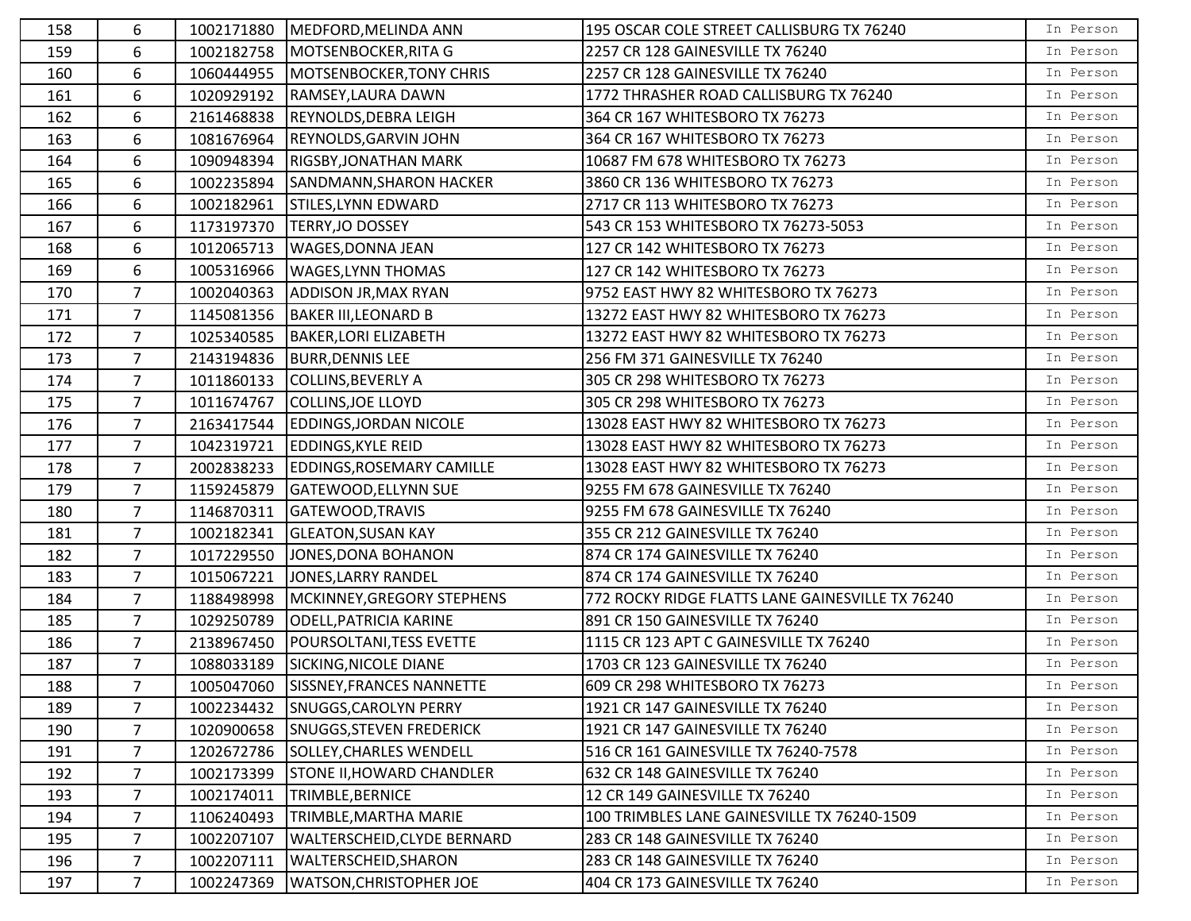| | | | | | |
|---|---|---|---|---|---|
| 158 | 6 | 1002171880 | MEDFORD,MELINDA ANN | 195 OSCAR COLE STREET CALLISBURG TX 76240 | In Person |
| 159 | 6 | 1002182758 | MOTSENBOCKER,RITA G | 2257 CR 128 GAINESVILLE TX 76240 | In Person |
| 160 | 6 | 1060444955 | MOTSENBOCKER,TONY CHRIS | 2257 CR 128 GAINESVILLE TX 76240 | In Person |
| 161 | 6 | 1020929192 | RAMSEY,LAURA DAWN | 1772 THRASHER ROAD CALLISBURG TX 76240 | In Person |
| 162 | 6 | 2161468838 | REYNOLDS,DEBRA LEIGH | 364 CR 167 WHITESBORO TX 76273 | In Person |
| 163 | 6 | 1081676964 | REYNOLDS,GARVIN JOHN | 364 CR 167 WHITESBORO TX 76273 | In Person |
| 164 | 6 | 1090948394 | RIGSBY,JONATHAN MARK | 10687 FM 678 WHITESBORO TX 76273 | In Person |
| 165 | 6 | 1002235894 | SANDMANN,SHARON HACKER | 3860 CR 136 WHITESBORO TX 76273 | In Person |
| 166 | 6 | 1002182961 | STILES,LYNN EDWARD | 2717 CR 113 WHITESBORO TX 76273 | In Person |
| 167 | 6 | 1173197370 | TERRY,JO DOSSEY | 543 CR 153 WHITESBORO TX 76273-5053 | In Person |
| 168 | 6 | 1012065713 | WAGES,DONNA JEAN | 127 CR 142 WHITESBORO TX 76273 | In Person |
| 169 | 6 | 1005316966 | WAGES,LYNN THOMAS | 127 CR 142 WHITESBORO TX 76273 | In Person |
| 170 | 7 | 1002040363 | ADDISON JR,MAX RYAN | 9752 EAST HWY 82 WHITESBORO TX 76273 | In Person |
| 171 | 7 | 1145081356 | BAKER III,LEONARD B | 13272 EAST HWY 82 WHITESBORO TX 76273 | In Person |
| 172 | 7 | 1025340585 | BAKER,LORI ELIZABETH | 13272 EAST HWY 82 WHITESBORO TX 76273 | In Person |
| 173 | 7 | 2143194836 | BURR,DENNIS LEE | 256 FM 371 GAINESVILLE TX 76240 | In Person |
| 174 | 7 | 1011860133 | COLLINS,BEVERLY A | 305 CR 298 WHITESBORO TX 76273 | In Person |
| 175 | 7 | 1011674767 | COLLINS,JOE LLOYD | 305 CR 298 WHITESBORO TX 76273 | In Person |
| 176 | 7 | 2163417544 | EDDINGS,JORDAN NICOLE | 13028 EAST HWY 82 WHITESBORO TX 76273 | In Person |
| 177 | 7 | 1042319721 | EDDINGS,KYLE REID | 13028 EAST HWY 82 WHITESBORO TX 76273 | In Person |
| 178 | 7 | 2002838233 | EDDINGS,ROSEMARY CAMILLE | 13028 EAST HWY 82 WHITESBORO TX 76273 | In Person |
| 179 | 7 | 1159245879 | GATEWOOD,ELLYNN SUE | 9255 FM 678 GAINESVILLE TX 76240 | In Person |
| 180 | 7 | 1146870311 | GATEWOOD,TRAVIS | 9255 FM 678 GAINESVILLE TX 76240 | In Person |
| 181 | 7 | 1002182341 | GLEATON,SUSAN KAY | 355 CR 212 GAINESVILLE TX 76240 | In Person |
| 182 | 7 | 1017229550 | JONES,DONA BOHANON | 874 CR 174 GAINESVILLE TX 76240 | In Person |
| 183 | 7 | 1015067221 | JONES,LARRY RANDEL | 874 CR 174 GAINESVILLE TX 76240 | In Person |
| 184 | 7 | 1188498998 | MCKINNEY,GREGORY STEPHENS | 772 ROCKY RIDGE FLATTS LANE GAINESVILLE TX 76240 | In Person |
| 185 | 7 | 1029250789 | ODELL,PATRICIA KARINE | 891 CR 150 GAINESVILLE TX 76240 | In Person |
| 186 | 7 | 2138967450 | POURSOLTANI,TESS EVETTE | 1115 CR 123 APT C GAINESVILLE TX 76240 | In Person |
| 187 | 7 | 1088033189 | SICKING,NICOLE DIANE | 1703 CR 123 GAINESVILLE TX 76240 | In Person |
| 188 | 7 | 1005047060 | SISSNEY,FRANCES NANNETTE | 609 CR 298 WHITESBORO TX 76273 | In Person |
| 189 | 7 | 1002234432 | SNUGGS,CAROLYN PERRY | 1921 CR 147 GAINESVILLE TX 76240 | In Person |
| 190 | 7 | 1020900658 | SNUGGS,STEVEN FREDERICK | 1921 CR 147 GAINESVILLE TX 76240 | In Person |
| 191 | 7 | 1202672786 | SOLLEY,CHARLES WENDELL | 516 CR 161 GAINESVILLE TX 76240-7578 | In Person |
| 192 | 7 | 1002173399 | STONE II,HOWARD CHANDLER | 632 CR 148 GAINESVILLE TX 76240 | In Person |
| 193 | 7 | 1002174011 | TRIMBLE,BERNICE | 12 CR 149 GAINESVILLE TX 76240 | In Person |
| 194 | 7 | 1106240493 | TRIMBLE,MARTHA MARIE | 100 TRIMBLES LANE GAINESVILLE TX 76240-1509 | In Person |
| 195 | 7 | 1002207107 | WALTERSCHEID,CLYDE BERNARD | 283 CR 148 GAINESVILLE TX 76240 | In Person |
| 196 | 7 | 1002207111 | WALTERSCHEID,SHARON | 283 CR 148 GAINESVILLE TX 76240 | In Person |
| 197 | 7 | 1002247369 | WATSON,CHRISTOPHER JOE | 404 CR 173 GAINESVILLE TX 76240 | In Person |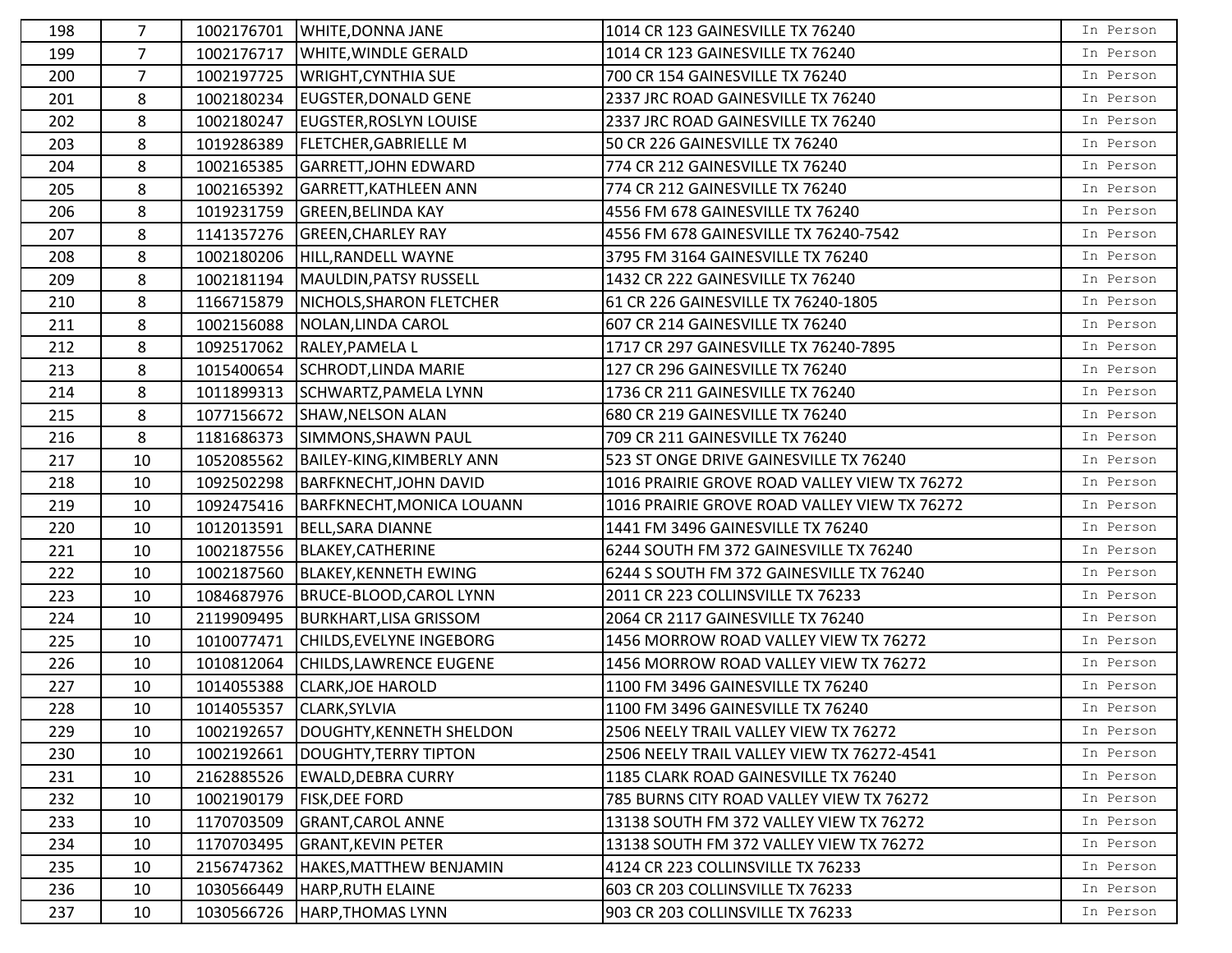| 198 | 7 | 1002176701 | WHITE,DONNA JANE | 1014 CR 123 GAINESVILLE TX 76240 | In Person |
|---|---|---|---|---|---|
| 199 | 7 | 1002176717 | WHITE,WINDLE GERALD | 1014 CR 123 GAINESVILLE TX 76240 | In Person |
| 200 | 7 | 1002197725 | WRIGHT,CYNTHIA SUE | 700 CR 154 GAINESVILLE TX 76240 | In Person |
| 201 | 8 | 1002180234 | EUGSTER,DONALD GENE | 2337 JRC ROAD GAINESVILLE TX 76240 | In Person |
| 202 | 8 | 1002180247 | EUGSTER,ROSLYN LOUISE | 2337 JRC ROAD GAINESVILLE TX 76240 | In Person |
| 203 | 8 | 1019286389 | FLETCHER,GABRIELLE M | 50 CR 226 GAINESVILLE TX 76240 | In Person |
| 204 | 8 | 1002165385 | GARRETT,JOHN EDWARD | 774 CR 212 GAINESVILLE TX 76240 | In Person |
| 205 | 8 | 1002165392 | GARRETT,KATHLEEN ANN | 774 CR 212 GAINESVILLE TX 76240 | In Person |
| 206 | 8 | 1019231759 | GREEN,BELINDA KAY | 4556 FM 678 GAINESVILLE TX 76240 | In Person |
| 207 | 8 | 1141357276 | GREEN,CHARLEY RAY | 4556 FM 678 GAINESVILLE TX 76240-7542 | In Person |
| 208 | 8 | 1002180206 | HILL,RANDELL WAYNE | 3795 FM 3164 GAINESVILLE TX 76240 | In Person |
| 209 | 8 | 1002181194 | MAULDIN,PATSY RUSSELL | 1432 CR 222 GAINESVILLE TX 76240 | In Person |
| 210 | 8 | 1166715879 | NICHOLS,SHARON FLETCHER | 61 CR 226 GAINESVILLE TX 76240-1805 | In Person |
| 211 | 8 | 1002156088 | NOLAN,LINDA CAROL | 607 CR 214 GAINESVILLE TX 76240 | In Person |
| 212 | 8 | 1092517062 | RALEY,PAMELA L | 1717 CR 297 GAINESVILLE TX 76240-7895 | In Person |
| 213 | 8 | 1015400654 | SCHRODT,LINDA MARIE | 127 CR 296 GAINESVILLE TX 76240 | In Person |
| 214 | 8 | 1011899313 | SCHWARTZ,PAMELA LYNN | 1736 CR 211 GAINESVILLE TX 76240 | In Person |
| 215 | 8 | 1077156672 | SHAW,NELSON ALAN | 680 CR 219 GAINESVILLE TX 76240 | In Person |
| 216 | 8 | 1181686373 | SIMMONS,SHAWN PAUL | 709 CR 211 GAINESVILLE TX 76240 | In Person |
| 217 | 10 | 1052085562 | BAILEY-KING,KIMBERLY ANN | 523 ST ONGE DRIVE GAINESVILLE TX 76240 | In Person |
| 218 | 10 | 1092502298 | BARFKNECHT,JOHN DAVID | 1016 PRAIRIE GROVE ROAD VALLEY VIEW TX 76272 | In Person |
| 219 | 10 | 1092475416 | BARFKNECHT,MONICA LOUANN | 1016 PRAIRIE GROVE ROAD VALLEY VIEW TX 76272 | In Person |
| 220 | 10 | 1012013591 | BELL,SARA DIANNE | 1441 FM 3496 GAINESVILLE TX 76240 | In Person |
| 221 | 10 | 1002187556 | BLAKEY,CATHERINE | 6244 SOUTH FM 372 GAINESVILLE TX 76240 | In Person |
| 222 | 10 | 1002187560 | BLAKEY,KENNETH EWING | 6244 S SOUTH FM 372 GAINESVILLE TX 76240 | In Person |
| 223 | 10 | 1084687976 | BRUCE-BLOOD,CAROL LYNN | 2011 CR 223 COLLINSVILLE TX 76233 | In Person |
| 224 | 10 | 2119909495 | BURKHART,LISA GRISSOM | 2064 CR 2117 GAINESVILLE TX 76240 | In Person |
| 225 | 10 | 1010077471 | CHILDS,EVELYNE INGEBORG | 1456 MORROW ROAD VALLEY VIEW TX 76272 | In Person |
| 226 | 10 | 1010812064 | CHILDS,LAWRENCE EUGENE | 1456 MORROW ROAD VALLEY VIEW TX 76272 | In Person |
| 227 | 10 | 1014055388 | CLARK,JOE HAROLD | 1100 FM 3496 GAINESVILLE TX 76240 | In Person |
| 228 | 10 | 1014055357 | CLARK,SYLVIA | 1100 FM 3496 GAINESVILLE TX 76240 | In Person |
| 229 | 10 | 1002192657 | DOUGHTY,KENNETH SHELDON | 2506 NEELY TRAIL VALLEY VIEW TX 76272 | In Person |
| 230 | 10 | 1002192661 | DOUGHTY,TERRY TIPTON | 2506 NEELY TRAIL VALLEY VIEW TX 76272-4541 | In Person |
| 231 | 10 | 2162885526 | EWALD,DEBRA CURRY | 1185 CLARK ROAD GAINESVILLE TX 76240 | In Person |
| 232 | 10 | 1002190179 | FISK,DEE FORD | 785 BURNS CITY ROAD VALLEY VIEW TX 76272 | In Person |
| 233 | 10 | 1170703509 | GRANT,CAROL ANNE | 13138 SOUTH FM 372 VALLEY VIEW TX 76272 | In Person |
| 234 | 10 | 1170703495 | GRANT,KEVIN PETER | 13138 SOUTH FM 372 VALLEY VIEW TX 76272 | In Person |
| 235 | 10 | 2156747362 | HAKES,MATTHEW BENJAMIN | 4124 CR 223 COLLINSVILLE TX 76233 | In Person |
| 236 | 10 | 1030566449 | HARP,RUTH ELAINE | 603 CR 203 COLLINSVILLE TX 76233 | In Person |
| 237 | 10 | 1030566726 | HARP,THOMAS LYNN | 903 CR 203 COLLINSVILLE TX 76233 | In Person |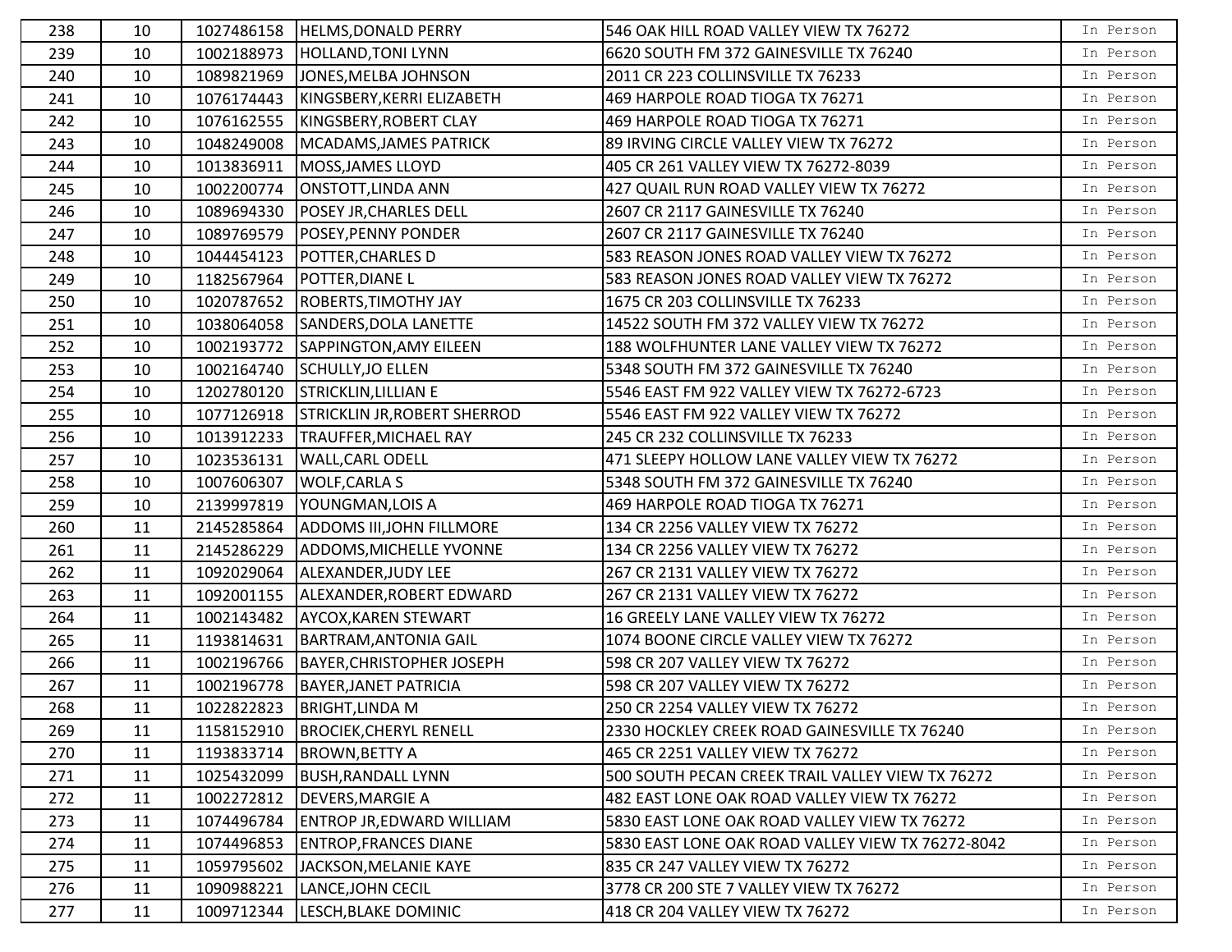| 238 | 10 | 1027486158 | HELMS,DONALD PERRY | 546 OAK HILL ROAD VALLEY VIEW TX 76272 | In Person |
|---|---|---|---|---|---|
| 239 | 10 | 1002188973 | HOLLAND,TONI LYNN | 6620 SOUTH FM 372 GAINESVILLE TX 76240 | In Person |
| 240 | 10 | 1089821969 | JONES,MELBA JOHNSON | 2011 CR 223 COLLINSVILLE TX 76233 | In Person |
| 241 | 10 | 1076174443 | KINGSBERY,KERRI ELIZABETH | 469 HARPOLE ROAD TIOGA TX 76271 | In Person |
| 242 | 10 | 1076162555 | KINGSBERY,ROBERT CLAY | 469 HARPOLE ROAD TIOGA TX 76271 | In Person |
| 243 | 10 | 1048249008 | MCADAMS,JAMES PATRICK | 89 IRVING CIRCLE VALLEY VIEW TX 76272 | In Person |
| 244 | 10 | 1013836911 | MOSS,JAMES LLOYD | 405 CR 261 VALLEY VIEW TX 76272-8039 | In Person |
| 245 | 10 | 1002200774 | ONSTOTT,LINDA ANN | 427 QUAIL RUN ROAD VALLEY VIEW TX 76272 | In Person |
| 246 | 10 | 1089694330 | POSEY JR,CHARLES DELL | 2607 CR 2117 GAINESVILLE TX 76240 | In Person |
| 247 | 10 | 1089769579 | POSEY,PENNY PONDER | 2607 CR 2117 GAINESVILLE TX 76240 | In Person |
| 248 | 10 | 1044454123 | POTTER,CHARLES D | 583 REASON JONES ROAD VALLEY VIEW TX 76272 | In Person |
| 249 | 10 | 1182567964 | POTTER,DIANE L | 583 REASON JONES ROAD VALLEY VIEW TX 76272 | In Person |
| 250 | 10 | 1020787652 | ROBERTS,TIMOTHY JAY | 1675 CR 203 COLLINSVILLE TX 76233 | In Person |
| 251 | 10 | 1038064058 | SANDERS,DOLA LANETTE | 14522 SOUTH FM 372 VALLEY VIEW TX 76272 | In Person |
| 252 | 10 | 1002193772 | SAPPINGTON,AMY EILEEN | 188 WOLFHUNTER LANE VALLEY VIEW TX 76272 | In Person |
| 253 | 10 | 1002164740 | SCHULLY,JO ELLEN | 5348 SOUTH FM 372 GAINESVILLE TX 76240 | In Person |
| 254 | 10 | 1202780120 | STRICKLIN,LILLIAN E | 5546 EAST FM 922 VALLEY VIEW TX 76272-6723 | In Person |
| 255 | 10 | 1077126918 | STRICKLIN JR,ROBERT SHERROD | 5546 EAST FM 922 VALLEY VIEW TX 76272 | In Person |
| 256 | 10 | 1013912233 | TRAUFFER,MICHAEL RAY | 245 CR 232 COLLINSVILLE TX 76233 | In Person |
| 257 | 10 | 1023536131 | WALL,CARL ODELL | 471 SLEEPY HOLLOW LANE VALLEY VIEW TX 76272 | In Person |
| 258 | 10 | 1007606307 | WOLF,CARLA S | 5348 SOUTH FM 372 GAINESVILLE TX 76240 | In Person |
| 259 | 10 | 2139997819 | YOUNGMAN,LOIS A | 469 HARPOLE ROAD TIOGA TX 76271 | In Person |
| 260 | 11 | 2145285864 | ADDOMS III,JOHN FILLMORE | 134 CR 2256 VALLEY VIEW TX 76272 | In Person |
| 261 | 11 | 2145286229 | ADDOMS,MICHELLE YVONNE | 134 CR 2256 VALLEY VIEW TX 76272 | In Person |
| 262 | 11 | 1092029064 | ALEXANDER,JUDY LEE | 267 CR 2131 VALLEY VIEW TX 76272 | In Person |
| 263 | 11 | 1092001155 | ALEXANDER,ROBERT EDWARD | 267 CR 2131 VALLEY VIEW TX 76272 | In Person |
| 264 | 11 | 1002143482 | AYCOX,KAREN STEWART | 16 GREELY LANE VALLEY VIEW TX 76272 | In Person |
| 265 | 11 | 1193814631 | BARTRAM,ANTONIA GAIL | 1074 BOONE CIRCLE VALLEY VIEW TX 76272 | In Person |
| 266 | 11 | 1002196766 | BAYER,CHRISTOPHER JOSEPH | 598 CR 207 VALLEY VIEW TX 76272 | In Person |
| 267 | 11 | 1002196778 | BAYER,JANET PATRICIA | 598 CR 207 VALLEY VIEW TX 76272 | In Person |
| 268 | 11 | 1022822823 | BRIGHT,LINDA M | 250 CR 2254 VALLEY VIEW TX 76272 | In Person |
| 269 | 11 | 1158152910 | BROCIEK,CHERYL RENELL | 2330 HOCKLEY CREEK ROAD GAINESVILLE TX 76240 | In Person |
| 270 | 11 | 1193833714 | BROWN,BETTY A | 465 CR 2251 VALLEY VIEW TX 76272 | In Person |
| 271 | 11 | 1025432099 | BUSH,RANDALL LYNN | 500 SOUTH PECAN CREEK TRAIL VALLEY VIEW TX 76272 | In Person |
| 272 | 11 | 1002272812 | DEVERS,MARGIE A | 482 EAST LONE OAK ROAD VALLEY VIEW TX 76272 | In Person |
| 273 | 11 | 1074496784 | ENTROP JR,EDWARD WILLIAM | 5830 EAST LONE OAK ROAD VALLEY VIEW TX 76272 | In Person |
| 274 | 11 | 1074496853 | ENTROP,FRANCES DIANE | 5830 EAST LONE OAK ROAD VALLEY VIEW TX 76272-8042 | In Person |
| 275 | 11 | 1059795602 | JACKSON,MELANIE KAYE | 835 CR 247 VALLEY VIEW TX 76272 | In Person |
| 276 | 11 | 1090988221 | LANCE,JOHN CECIL | 3778 CR 200 STE 7 VALLEY VIEW TX 76272 | In Person |
| 277 | 11 | 1009712344 | LESCH,BLAKE DOMINIC | 418 CR 204 VALLEY VIEW TX 76272 | In Person |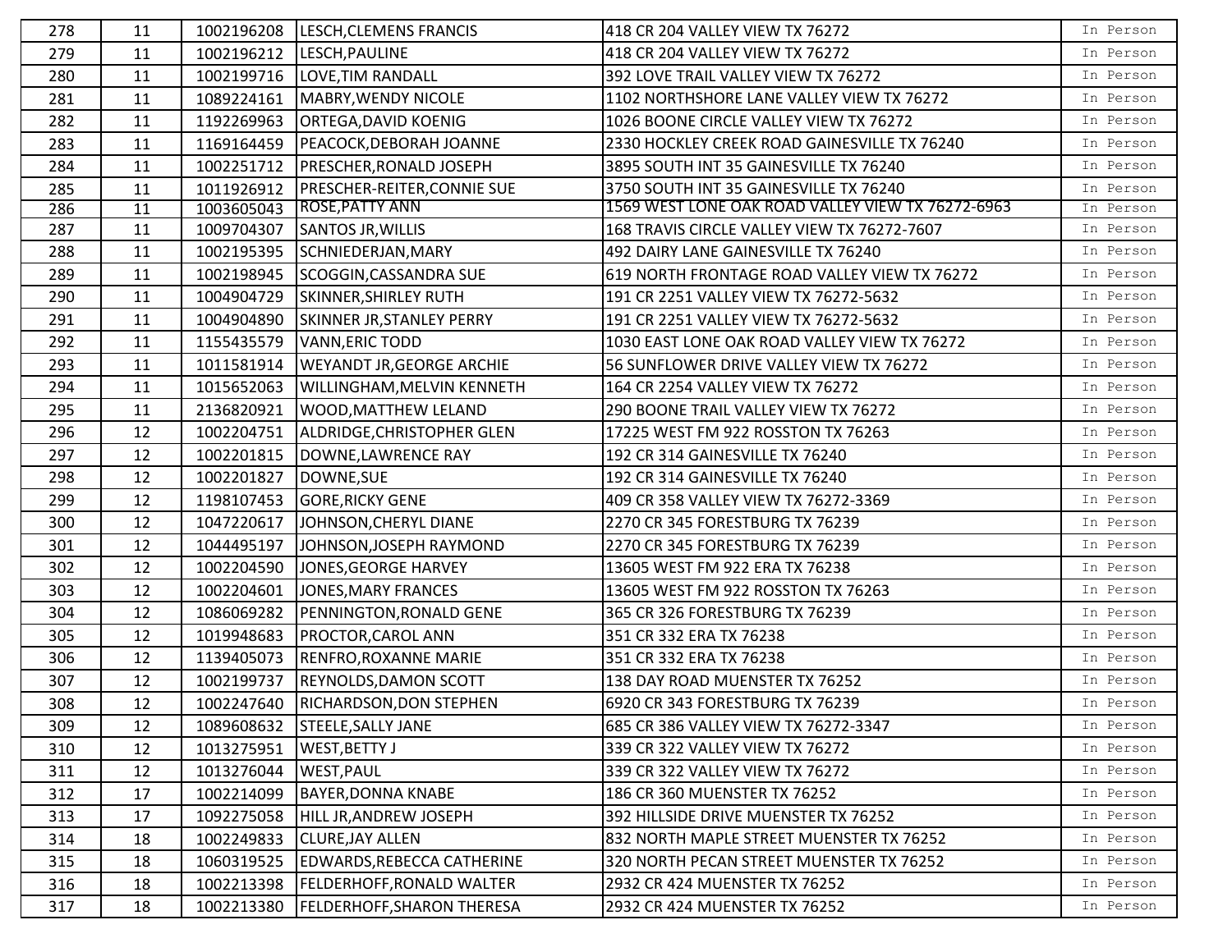| 278 | 11 | 1002196208 | LESCH,CLEMENS FRANCIS | 418 CR 204 VALLEY VIEW TX 76272 | In Person |
|---|---|---|---|---|---|
| 279 | 11 | 1002196212 | LESCH,PAULINE | 418 CR 204 VALLEY VIEW TX 76272 | In Person |
| 280 | 11 | 1002199716 | LOVE,TIM RANDALL | 392 LOVE TRAIL VALLEY VIEW TX 76272 | In Person |
| 281 | 11 | 1089224161 | MABRY,WENDY NICOLE | 1102 NORTHSHORE LANE VALLEY VIEW TX 76272 | In Person |
| 282 | 11 | 1192269963 | ORTEGA,DAVID KOENIG | 1026 BOONE CIRCLE VALLEY VIEW TX 76272 | In Person |
| 283 | 11 | 1169164459 | PEACOCK,DEBORAH JOANNE | 2330 HOCKLEY CREEK ROAD GAINESVILLE TX 76240 | In Person |
| 284 | 11 | 1002251712 | PRESCHER,RONALD JOSEPH | 3895 SOUTH INT 35 GAINESVILLE TX 76240 | In Person |
| 285 | 11 | 1011926912 | PRESCHER-REITER,CONNIE SUE | 3750 SOUTH INT 35 GAINESVILLE TX 76240 | In Person |
| 286 | 11 | 1003605043 | ROSE,PATTY ANN | 1569 WEST LONE OAK ROAD VALLEY VIEW TX 76272-6963 | In Person |
| 287 | 11 | 1009704307 | SANTOS JR,WILLIS | 168 TRAVIS CIRCLE VALLEY VIEW TX 76272-7607 | In Person |
| 288 | 11 | 1002195395 | SCHNIEDERJAN,MARY | 492 DAIRY LANE GAINESVILLE TX 76240 | In Person |
| 289 | 11 | 1002198945 | SCOGGIN,CASSANDRA SUE | 619 NORTH FRONTAGE ROAD VALLEY VIEW TX 76272 | In Person |
| 290 | 11 | 1004904729 | SKINNER,SHIRLEY RUTH | 191 CR 2251 VALLEY VIEW TX 76272-5632 | In Person |
| 291 | 11 | 1004904890 | SKINNER JR,STANLEY PERRY | 191 CR 2251 VALLEY VIEW TX 76272-5632 | In Person |
| 292 | 11 | 1155435579 | VANN,ERIC TODD | 1030 EAST LONE OAK ROAD VALLEY VIEW TX 76272 | In Person |
| 293 | 11 | 1011581914 | WEYANDT JR,GEORGE ARCHIE | 56 SUNFLOWER DRIVE VALLEY VIEW TX 76272 | In Person |
| 294 | 11 | 1015652063 | WILLINGHAM,MELVIN KENNETH | 164 CR 2254 VALLEY VIEW TX 76272 | In Person |
| 295 | 11 | 2136820921 | WOOD,MATTHEW LELAND | 290 BOONE TRAIL VALLEY VIEW TX 76272 | In Person |
| 296 | 12 | 1002204751 | ALDRIDGE,CHRISTOPHER GLEN | 17225 WEST FM 922 ROSSTON TX 76263 | In Person |
| 297 | 12 | 1002201815 | DOWNE,LAWRENCE RAY | 192 CR 314 GAINESVILLE TX 76240 | In Person |
| 298 | 12 | 1002201827 | DOWNE,SUE | 192 CR 314 GAINESVILLE TX 76240 | In Person |
| 299 | 12 | 1198107453 | GORE,RICKY GENE | 409 CR 358 VALLEY VIEW TX 76272-3369 | In Person |
| 300 | 12 | 1047220617 | JOHNSON,CHERYL DIANE | 2270 CR 345 FORESTBURG TX 76239 | In Person |
| 301 | 12 | 1044495197 | JOHNSON,JOSEPH RAYMOND | 2270 CR 345 FORESTBURG TX 76239 | In Person |
| 302 | 12 | 1002204590 | JONES,GEORGE HARVEY | 13605 WEST FM 922 ERA TX 76238 | In Person |
| 303 | 12 | 1002204601 | JONES,MARY FRANCES | 13605 WEST FM 922 ROSSTON TX 76263 | In Person |
| 304 | 12 | 1086069282 | PENNINGTON,RONALD GENE | 365 CR 326 FORESTBURG TX 76239 | In Person |
| 305 | 12 | 1019948683 | PROCTOR,CAROL ANN | 351 CR 332 ERA TX 76238 | In Person |
| 306 | 12 | 1139405073 | RENFRO,ROXANNE MARIE | 351 CR 332 ERA TX 76238 | In Person |
| 307 | 12 | 1002199737 | REYNOLDS,DAMON SCOTT | 138 DAY ROAD MUENSTER TX 76252 | In Person |
| 308 | 12 | 1002247640 | RICHARDSON,DON STEPHEN | 6920 CR 343 FORESTBURG TX 76239 | In Person |
| 309 | 12 | 1089608632 | STEELE,SALLY JANE | 685 CR 386 VALLEY VIEW TX 76272-3347 | In Person |
| 310 | 12 | 1013275951 | WEST,BETTY J | 339 CR 322 VALLEY VIEW TX 76272 | In Person |
| 311 | 12 | 1013276044 | WEST,PAUL | 339 CR 322 VALLEY VIEW TX 76272 | In Person |
| 312 | 17 | 1002214099 | BAYER,DONNA KNABE | 186 CR 360 MUENSTER TX 76252 | In Person |
| 313 | 17 | 1092275058 | HILL JR,ANDREW JOSEPH | 392 HILLSIDE DRIVE MUENSTER TX 76252 | In Person |
| 314 | 18 | 1002249833 | CLURE,JAY ALLEN | 832 NORTH MAPLE STREET MUENSTER TX 76252 | In Person |
| 315 | 18 | 1060319525 | EDWARDS,REBECCA CATHERINE | 320 NORTH PECAN STREET MUENSTER TX 76252 | In Person |
| 316 | 18 | 1002213398 | FELDERHOFF,RONALD WALTER | 2932 CR 424 MUENSTER TX 76252 | In Person |
| 317 | 18 | 1002213380 | FELDERHOFF,SHARON THERESA | 2932 CR 424 MUENSTER TX 76252 | In Person |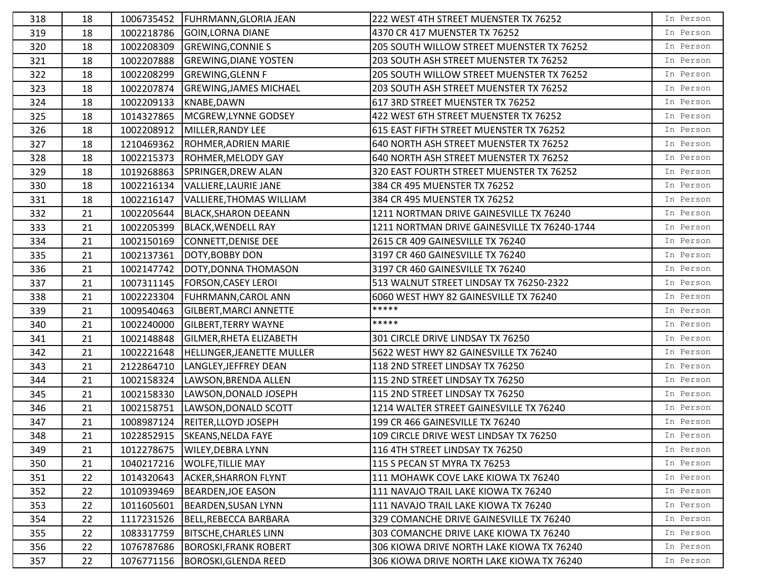| | | | | | |
|---|---|---|---|---|---|
| 318 | 18 | 1006735452 | FUHRMANN,GLORIA JEAN | 222 WEST 4TH STREET MUENSTER TX 76252 | In Person |
| 319 | 18 | 1002218786 | GOIN,LORNA DIANE | 4370 CR 417 MUENSTER TX 76252 | In Person |
| 320 | 18 | 1002208309 | GREWING,CONNIE S | 205 SOUTH WILLOW STREET MUENSTER TX 76252 | In Person |
| 321 | 18 | 1002207888 | GREWING,DIANE YOSTEN | 203 SOUTH ASH STREET MUENSTER TX 76252 | In Person |
| 322 | 18 | 1002208299 | GREWING,GLENN F | 205 SOUTH WILLOW STREET MUENSTER TX 76252 | In Person |
| 323 | 18 | 1002207874 | GREWING,JAMES MICHAEL | 203 SOUTH ASH STREET MUENSTER TX 76252 | In Person |
| 324 | 18 | 1002209133 | KNABE,DAWN | 617 3RD STREET MUENSTER TX 76252 | In Person |
| 325 | 18 | 1014327865 | MCGREW,LYNNE GODSEY | 422 WEST 6TH STREET MUENSTER TX 76252 | In Person |
| 326 | 18 | 1002208912 | MILLER,RANDY LEE | 615 EAST FIFTH STREET MUENSTER TX 76252 | In Person |
| 327 | 18 | 1210469362 | ROHMER,ADRIEN MARIE | 640 NORTH ASH STREET MUENSTER TX 76252 | In Person |
| 328 | 18 | 1002215373 | ROHMER,MELODY GAY | 640 NORTH ASH STREET MUENSTER TX 76252 | In Person |
| 329 | 18 | 1019268863 | SPRINGER,DREW ALAN | 320 EAST FOURTH STREET MUENSTER TX 76252 | In Person |
| 330 | 18 | 1002216134 | VALLIERE,LAURIE JANE | 384 CR 495 MUENSTER TX 76252 | In Person |
| 331 | 18 | 1002216147 | VALLIERE,THOMAS WILLIAM | 384 CR 495 MUENSTER TX 76252 | In Person |
| 332 | 21 | 1002205644 | BLACK,SHARON DEEANN | 1211 NORTMAN DRIVE GAINESVILLE TX 76240 | In Person |
| 333 | 21 | 1002205399 | BLACK,WENDELL RAY | 1211 NORTMAN DRIVE GAINESVILLE TX 76240-1744 | In Person |
| 334 | 21 | 1002150169 | CONNETT,DENISE DEE | 2615 CR 409 GAINESVILLE TX 76240 | In Person |
| 335 | 21 | 1002137361 | DOTY,BOBBY DON | 3197 CR 460 GAINESVILLE TX 76240 | In Person |
| 336 | 21 | 1002147742 | DOTY,DONNA THOMASON | 3197 CR 460 GAINESVILLE TX 76240 | In Person |
| 337 | 21 | 1007311145 | FORSON,CASEY LEROI | 513 WALNUT STREET LINDSAY TX 76250-2322 | In Person |
| 338 | 21 | 1002223304 | FUHRMANN,CAROL ANN | 6060 WEST HWY 82 GAINESVILLE TX 76240 | In Person |
| 339 | 21 | 1009540463 | GILBERT,MARCI ANNETTE | ***** | In Person |
| 340 | 21 | 1002240000 | GILBERT,TERRY WAYNE | ***** | In Person |
| 341 | 21 | 1002148848 | GILMER,RHETA ELIZABETH | 301 CIRCLE DRIVE LINDSAY TX 76250 | In Person |
| 342 | 21 | 1002221648 | HELLINGER,JEANETTE MULLER | 5622 WEST HWY 82 GAINESVILLE TX 76240 | In Person |
| 343 | 21 | 2122864710 | LANGLEY,JEFFREY DEAN | 118 2ND STREET LINDSAY TX 76250 | In Person |
| 344 | 21 | 1002158324 | LAWSON,BRENDA ALLEN | 115 2ND STREET LINDSAY TX 76250 | In Person |
| 345 | 21 | 1002158330 | LAWSON,DONALD JOSEPH | 115 2ND STREET LINDSAY TX 76250 | In Person |
| 346 | 21 | 1002158751 | LAWSON,DONALD SCOTT | 1214 WALTER STREET GAINESVILLE TX 76240 | In Person |
| 347 | 21 | 1008987124 | REITER,LLOYD JOSEPH | 199 CR 466 GAINESVILLE TX 76240 | In Person |
| 348 | 21 | 1022852915 | SKEANS,NELDA FAYE | 109 CIRCLE DRIVE WEST LINDSAY TX 76250 | In Person |
| 349 | 21 | 1012278675 | WILEY,DEBRA LYNN | 116 4TH STREET LINDSAY TX 76250 | In Person |
| 350 | 21 | 1040217216 | WOLFE,TILLIE MAY | 115 S PECAN ST MYRA TX 76253 | In Person |
| 351 | 22 | 1014320643 | ACKER,SHARRON FLYNT | 111 MOHAWK COVE LAKE KIOWA TX 76240 | In Person |
| 352 | 22 | 1010939469 | BEARDEN,JOE EASON | 111 NAVAJO TRAIL LAKE KIOWA TX 76240 | In Person |
| 353 | 22 | 1011605601 | BEARDEN,SUSAN LYNN | 111 NAVAJO TRAIL LAKE KIOWA TX 76240 | In Person |
| 354 | 22 | 1117231526 | BELL,REBECCA BARBARA | 329 COMANCHE DRIVE GAINESVILLE TX 76240 | In Person |
| 355 | 22 | 1083317759 | BITSCHE,CHARLES LINN | 303 COMANCHE DRIVE LAKE KIOWA TX 76240 | In Person |
| 356 | 22 | 1076787686 | BOROSKI,FRANK ROBERT | 306 KIOWA DRIVE NORTH LAKE KIOWA TX 76240 | In Person |
| 357 | 22 | 1076771156 | BOROSKI,GLENDA REED | 306 KIOWA DRIVE NORTH LAKE KIOWA TX 76240 | In Person |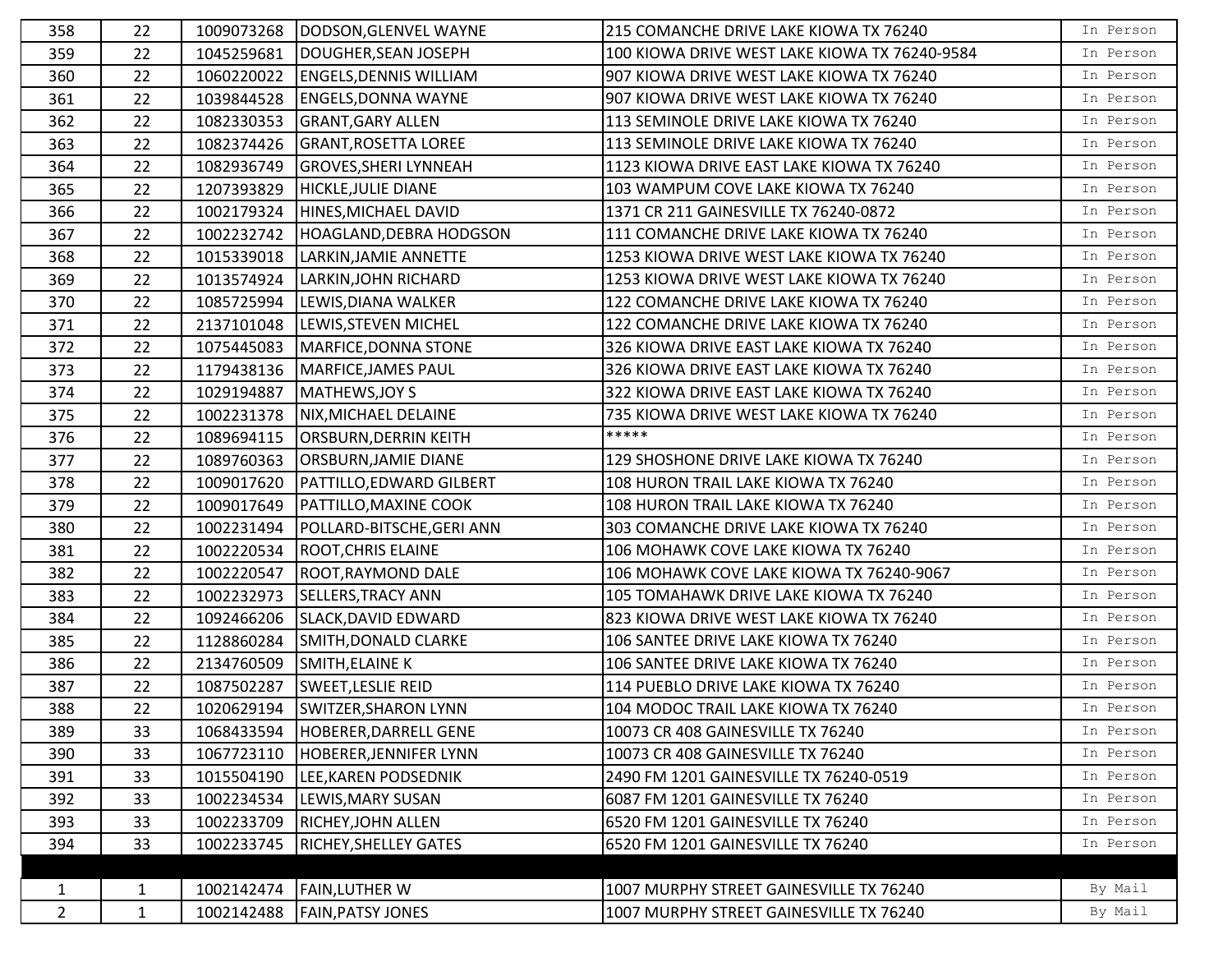| | | | | | |
|---|---|---|---|---|---|
| 358 | 22 | 1009073268 | DODSON,GLENVEL WAYNE | 215 COMANCHE DRIVE LAKE KIOWA TX 76240 | In Person |
| 359 | 22 | 1045259681 | DOUGHER,SEAN JOSEPH | 100 KIOWA DRIVE WEST LAKE KIOWA TX 76240-9584 | In Person |
| 360 | 22 | 1060220022 | ENGELS,DENNIS WILLIAM | 907 KIOWA DRIVE WEST LAKE KIOWA TX 76240 | In Person |
| 361 | 22 | 1039844528 | ENGELS,DONNA WAYNE | 907 KIOWA DRIVE WEST LAKE KIOWA TX 76240 | In Person |
| 362 | 22 | 1082330353 | GRANT,GARY ALLEN | 113 SEMINOLE DRIVE LAKE KIOWA TX 76240 | In Person |
| 363 | 22 | 1082374426 | GRANT,ROSETTA LOREE | 113 SEMINOLE DRIVE LAKE KIOWA TX 76240 | In Person |
| 364 | 22 | 1082936749 | GROVES,SHERI LYNNEAH | 1123 KIOWA DRIVE EAST LAKE KIOWA TX 76240 | In Person |
| 365 | 22 | 1207393829 | HICKLE,JULIE DIANE | 103 WAMPUM COVE LAKE KIOWA TX 76240 | In Person |
| 366 | 22 | 1002179324 | HINES,MICHAEL DAVID | 1371 CR 211 GAINESVILLE TX 76240-0872 | In Person |
| 367 | 22 | 1002232742 | HOAGLAND,DEBRA HODGSON | 111 COMANCHE DRIVE LAKE KIOWA TX 76240 | In Person |
| 368 | 22 | 1015339018 | LARKIN,JAMIE ANNETTE | 1253 KIOWA DRIVE WEST LAKE KIOWA TX 76240 | In Person |
| 369 | 22 | 1013574924 | LARKIN,JOHN RICHARD | 1253 KIOWA DRIVE WEST LAKE KIOWA TX 76240 | In Person |
| 370 | 22 | 1085725994 | LEWIS,DIANA WALKER | 122 COMANCHE DRIVE LAKE KIOWA TX 76240 | In Person |
| 371 | 22 | 2137101048 | LEWIS,STEVEN MICHEL | 122 COMANCHE DRIVE LAKE KIOWA TX 76240 | In Person |
| 372 | 22 | 1075445083 | MARFICE,DONNA STONE | 326 KIOWA DRIVE EAST LAKE KIOWA TX 76240 | In Person |
| 373 | 22 | 1179438136 | MARFICE,JAMES PAUL | 326 KIOWA DRIVE EAST LAKE KIOWA TX 76240 | In Person |
| 374 | 22 | 1029194887 | MATHEWS,JOY S | 322 KIOWA DRIVE EAST LAKE KIOWA TX 76240 | In Person |
| 375 | 22 | 1002231378 | NIX,MICHAEL DELAINE | 735 KIOWA DRIVE WEST LAKE KIOWA TX 76240 | In Person |
| 376 | 22 | 1089694115 | ORSBURN,DERRIN KEITH | ***** | In Person |
| 377 | 22 | 1089760363 | ORSBURN,JAMIE DIANE | 129 SHOSHONE DRIVE LAKE KIOWA TX 76240 | In Person |
| 378 | 22 | 1009017620 | PATTILLO,EDWARD GILBERT | 108 HURON TRAIL LAKE KIOWA TX 76240 | In Person |
| 379 | 22 | 1009017649 | PATTILLO,MAXINE COOK | 108 HURON TRAIL LAKE KIOWA TX 76240 | In Person |
| 380 | 22 | 1002231494 | POLLARD-BITSCHE,GERI ANN | 303 COMANCHE DRIVE LAKE KIOWA TX 76240 | In Person |
| 381 | 22 | 1002220534 | ROOT,CHRIS ELAINE | 106 MOHAWK COVE LAKE KIOWA TX 76240 | In Person |
| 382 | 22 | 1002220547 | ROOT,RAYMOND DALE | 106 MOHAWK COVE LAKE KIOWA TX 76240-9067 | In Person |
| 383 | 22 | 1002232973 | SELLERS,TRACY ANN | 105 TOMAHAWK DRIVE LAKE KIOWA TX 76240 | In Person |
| 384 | 22 | 1092466206 | SLACK,DAVID EDWARD | 823 KIOWA DRIVE WEST LAKE KIOWA TX 76240 | In Person |
| 385 | 22 | 1128860284 | SMITH,DONALD CLARKE | 106 SANTEE DRIVE LAKE KIOWA TX 76240 | In Person |
| 386 | 22 | 2134760509 | SMITH,ELAINE K | 106 SANTEE DRIVE LAKE KIOWA TX 76240 | In Person |
| 387 | 22 | 1087502287 | SWEET,LESLIE REID | 114 PUEBLO DRIVE LAKE KIOWA TX 76240 | In Person |
| 388 | 22 | 1020629194 | SWITZER,SHARON LYNN | 104 MODOC TRAIL LAKE KIOWA TX 76240 | In Person |
| 389 | 33 | 1068433594 | HOBERER,DARRELL GENE | 10073 CR 408 GAINESVILLE TX 76240 | In Person |
| 390 | 33 | 1067723110 | HOBERER,JENNIFER LYNN | 10073 CR 408 GAINESVILLE TX 76240 | In Person |
| 391 | 33 | 1015504190 | LEE,KAREN PODSEDNIK | 2490 FM 1201 GAINESVILLE TX 76240-0519 | In Person |
| 392 | 33 | 1002234534 | LEWIS,MARY SUSAN | 6087 FM 1201 GAINESVILLE TX 76240 | In Person |
| 393 | 33 | 1002233709 | RICHEY,JOHN ALLEN | 6520 FM 1201 GAINESVILLE TX 76240 | In Person |
| 394 | 33 | 1002233745 | RICHEY,SHELLEY GATES | 6520 FM 1201 GAINESVILLE TX 76240 | In Person |
| | | | | | |
| 1 | 1 | 1002142474 | FAIN,LUTHER W | 1007 MURPHY STREET GAINESVILLE TX 76240 | By Mail |
| 2 | 1 | 1002142488 | FAIN,PATSY JONES | 1007 MURPHY STREET GAINESVILLE TX 76240 | By Mail |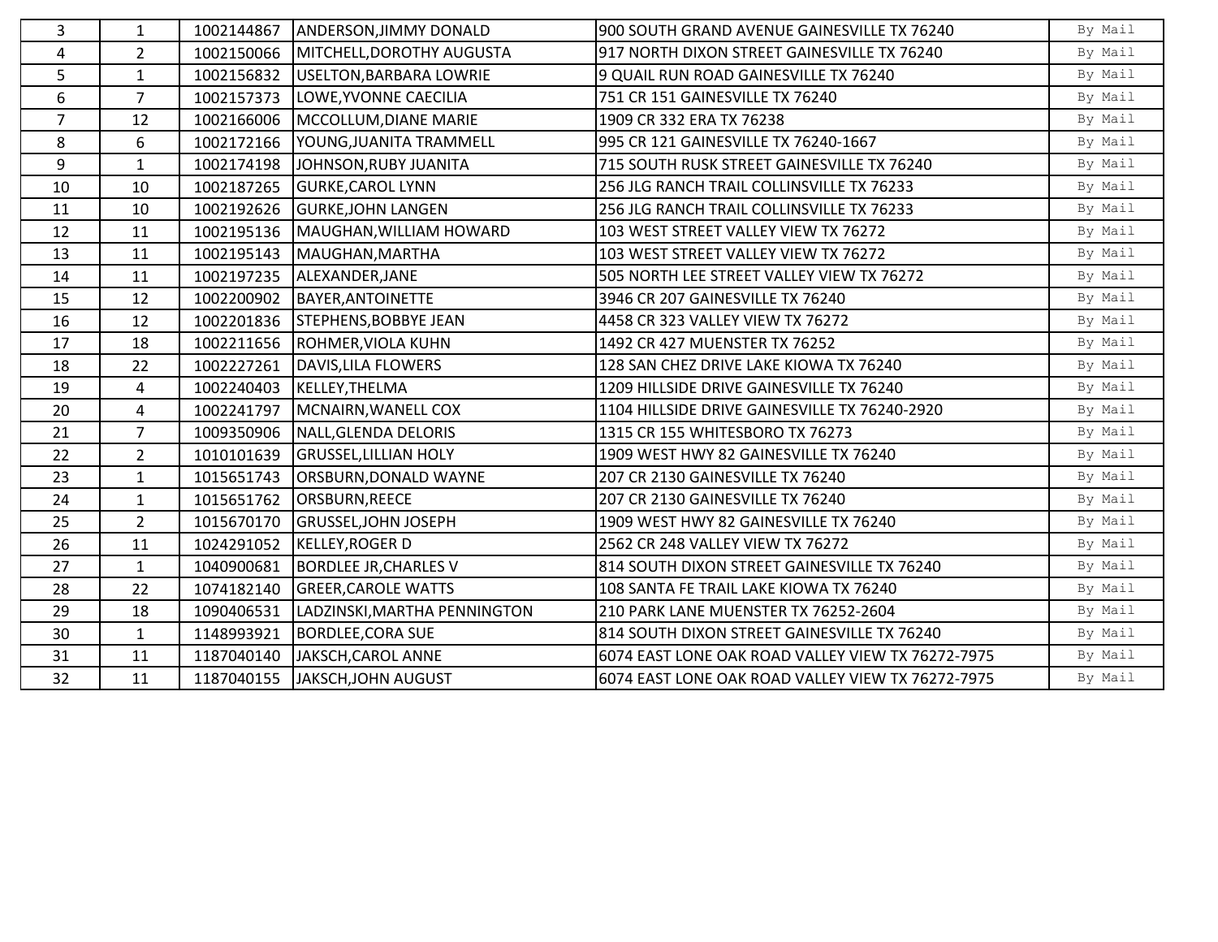| | | | | | |
|---|---|---|---|---|---|
| 3 | 1 | 1002144867 | ANDERSON,JIMMY DONALD | 900 SOUTH GRAND AVENUE GAINESVILLE TX 76240 | By Mail |
| 4 | 2 | 1002150066 | MITCHELL,DOROTHY AUGUSTA | 917 NORTH DIXON STREET GAINESVILLE TX 76240 | By Mail |
| 5 | 1 | 1002156832 | USELTON,BARBARA LOWRIE | 9 QUAIL RUN ROAD GAINESVILLE TX 76240 | By Mail |
| 6 | 7 | 1002157373 | LOWE,YVONNE CAECILIA | 751 CR 151 GAINESVILLE TX 76240 | By Mail |
| 7 | 12 | 1002166006 | MCCOLLUM,DIANE MARIE | 1909 CR 332 ERA TX 76238 | By Mail |
| 8 | 6 | 1002172166 | YOUNG,JUANITA TRAMMELL | 995 CR 121 GAINESVILLE TX 76240-1667 | By Mail |
| 9 | 1 | 1002174198 | JOHNSON,RUBY JUANITA | 715 SOUTH RUSK STREET GAINESVILLE TX 76240 | By Mail |
| 10 | 10 | 1002187265 | GURKE,CAROL LYNN | 256 JLG RANCH TRAIL COLLINSVILLE TX 76233 | By Mail |
| 11 | 10 | 1002192626 | GURKE,JOHN LANGEN | 256 JLG RANCH TRAIL COLLINSVILLE TX 76233 | By Mail |
| 12 | 11 | 1002195136 | MAUGHAN,WILLIAM HOWARD | 103 WEST STREET VALLEY VIEW TX 76272 | By Mail |
| 13 | 11 | 1002195143 | MAUGHAN,MARTHA | 103 WEST STREET VALLEY VIEW TX 76272 | By Mail |
| 14 | 11 | 1002197235 | ALEXANDER,JANE | 505 NORTH LEE STREET VALLEY VIEW TX 76272 | By Mail |
| 15 | 12 | 1002200902 | BAYER,ANTOINETTE | 3946 CR 207 GAINESVILLE TX 76240 | By Mail |
| 16 | 12 | 1002201836 | STEPHENS,BOBBYE JEAN | 4458 CR 323 VALLEY VIEW TX 76272 | By Mail |
| 17 | 18 | 1002211656 | ROHMER,VIOLA KUHN | 1492 CR 427 MUENSTER TX 76252 | By Mail |
| 18 | 22 | 1002227261 | DAVIS,LILA FLOWERS | 128 SAN CHEZ DRIVE LAKE KIOWA TX 76240 | By Mail |
| 19 | 4 | 1002240403 | KELLEY,THELMA | 1209 HILLSIDE DRIVE GAINESVILLE TX 76240 | By Mail |
| 20 | 4 | 1002241797 | MCNAIRN,WANELL COX | 1104 HILLSIDE DRIVE GAINESVILLE TX 76240-2920 | By Mail |
| 21 | 7 | 1009350906 | NALL,GLENDA DELORIS | 1315 CR 155 WHITESBORO TX 76273 | By Mail |
| 22 | 2 | 1010101639 | GRUSSEL,LILLIAN HOLY | 1909 WEST HWY 82 GAINESVILLE TX 76240 | By Mail |
| 23 | 1 | 1015651743 | ORSBURN,DONALD WAYNE | 207 CR 2130 GAINESVILLE TX 76240 | By Mail |
| 24 | 1 | 1015651762 | ORSBURN,REECE | 207 CR 2130 GAINESVILLE TX 76240 | By Mail |
| 25 | 2 | 1015670170 | GRUSSEL,JOHN JOSEPH | 1909 WEST HWY 82 GAINESVILLE TX 76240 | By Mail |
| 26 | 11 | 1024291052 | KELLEY,ROGER D | 2562 CR 248 VALLEY VIEW TX 76272 | By Mail |
| 27 | 1 | 1040900681 | BORDLEE JR,CHARLES V | 814 SOUTH DIXON STREET GAINESVILLE TX 76240 | By Mail |
| 28 | 22 | 1074182140 | GREER,CAROLE WATTS | 108 SANTA FE TRAIL LAKE KIOWA TX 76240 | By Mail |
| 29 | 18 | 1090406531 | LADZINSKI,MARTHA PENNINGTON | 210 PARK LANE MUENSTER TX 76252-2604 | By Mail |
| 30 | 1 | 1148993921 | BORDLEE,CORA SUE | 814 SOUTH DIXON STREET GAINESVILLE TX 76240 | By Mail |
| 31 | 11 | 1187040140 | JAKSCH,CAROL ANNE | 6074 EAST LONE OAK ROAD VALLEY VIEW TX 76272-7975 | By Mail |
| 32 | 11 | 1187040155 | JAKSCH,JOHN AUGUST | 6074 EAST LONE OAK ROAD VALLEY VIEW TX 76272-7975 | By Mail |